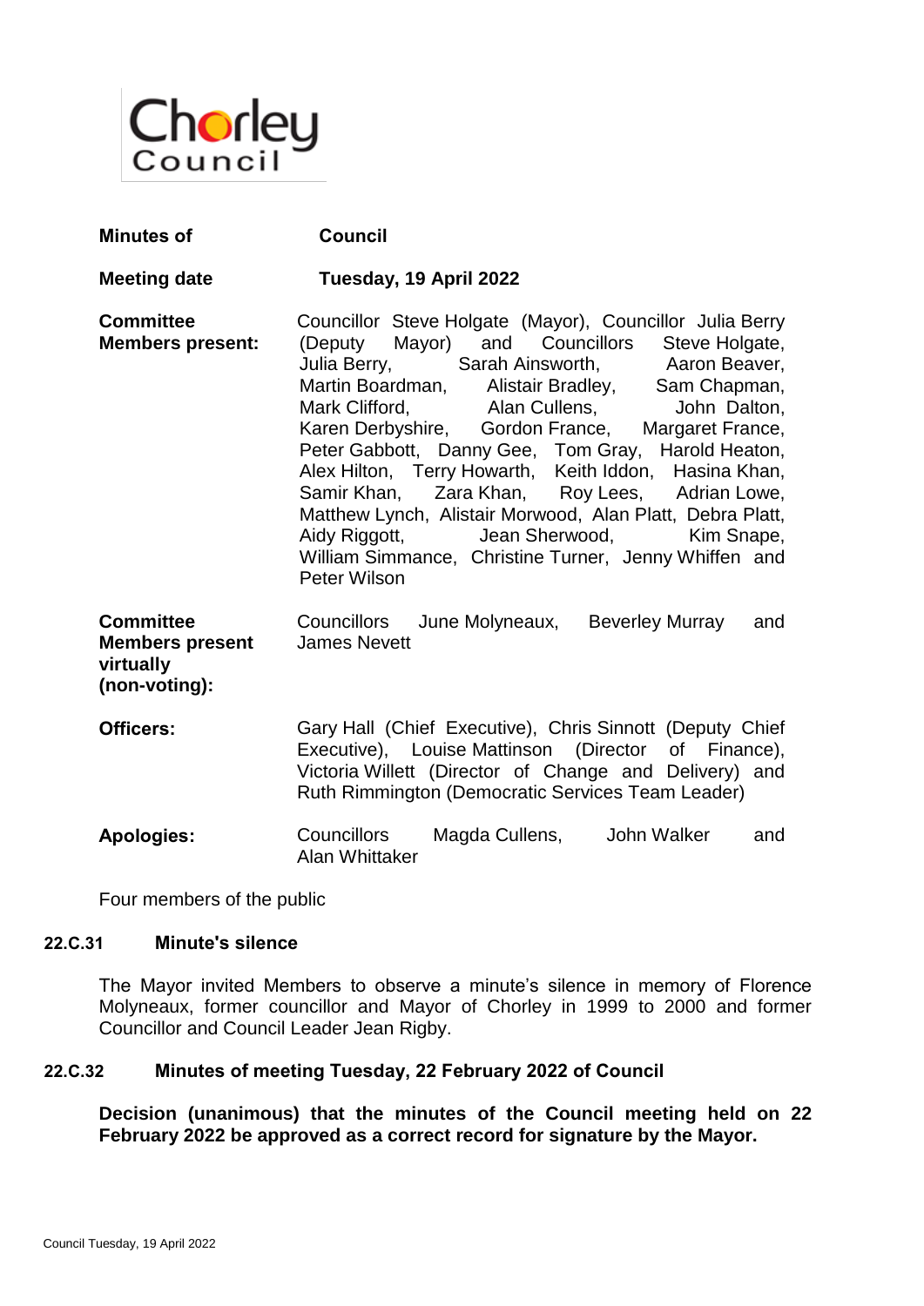Chorley Council

| | |
|---|---|
| **Minutes of** | **Council** |
| **Meeting date** | **Tuesday, 19 April 2022** |
| **Committee Members present:** | Councillor Steve Holgate (Mayor), Councillor Julia Berry (Deputy Mayor) and Councillors Steve Holgate, Julia Berry, Sarah Ainsworth, Aaron Beaver, Martin Boardman, Alistair Bradley, Sam Chapman, Mark Clifford, Alan Cullens, John Dalton, Karen Derbyshire, Gordon France, Margaret France, Peter Gabbott, Danny Gee, Tom Gray, Harold Heaton, Alex Hilton, Terry Howarth, Keith Iddon, Hasina Khan, Samir Khan, Zara Khan, Roy Lees, Adrian Lowe, Matthew Lynch, Alistair Morwood, Alan Platt, Debra Platt, Aidy Riggott, Jean Sherwood, Kim Snape, William Simmance, Christine Turner, Jenny Whiffen and Peter Wilson |
| **Committee Members present virtually (non-voting):** | Councillors June Molyneaux, Beverley Murray and James Nevett |
| **Officers:** | Gary Hall (Chief Executive), Chris Sinnott (Deputy Chief Executive), Louise Mattinson (Director of Finance), Victoria Willett (Director of Change and Delivery) and Ruth Rimmington (Democratic Services Team Leader) |
| **Apologies:** | Councillors Magda Cullens, John Walker and Alan Whittaker |

Four members of the public

## 22.C.31 Minute's silence

The Mayor invited Members to observe a minute's silence in memory of Florence Molyneaux, former councillor and Mayor of Chorley in 1999 to 2000 and former Councillor and Council Leader Jean Rigby.

## 22.C.32 Minutes of meeting Tuesday, 22 February 2022 of Council

**Decision (unanimous) that the minutes of the Council meeting held on 22 February 2022 be approved as a correct record for signature by the Mayor.**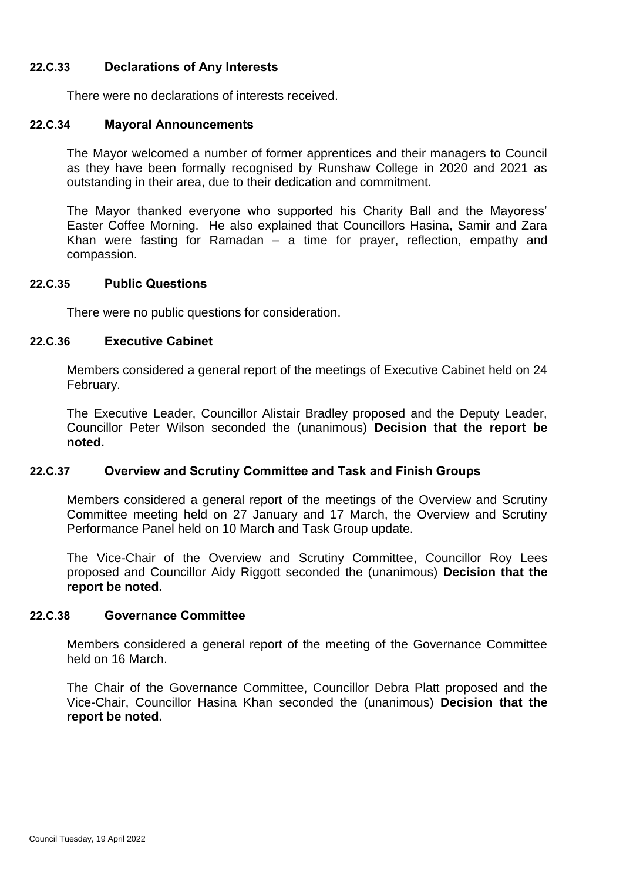### 22.C.33 Declarations of Any Interests

There were no declarations of interests received.

### 22.C.34 Mayoral Announcements

The Mayor welcomed a number of former apprentices and their managers to Council as they have been formally recognised by Runshaw College in 2020 and 2021 as outstanding in their area, due to their dedication and commitment.

The Mayor thanked everyone who supported his Charity Ball and the Mayoress' Easter Coffee Morning. He also explained that Councillors Hasina, Samir and Zara Khan were fasting for Ramadan – a time for prayer, reflection, empathy and compassion.

### 22.C.35 Public Questions

There were no public questions for consideration.

### 22.C.36 Executive Cabinet

Members considered a general report of the meetings of Executive Cabinet held on 24 February.

The Executive Leader, Councillor Alistair Bradley proposed and the Deputy Leader, Councillor Peter Wilson seconded the (unanimous) **Decision that the report be noted.**

### 22.C.37 Overview and Scrutiny Committee and Task and Finish Groups

Members considered a general report of the meetings of the Overview and Scrutiny Committee meeting held on 27 January and 17 March, the Overview and Scrutiny Performance Panel held on 10 March and Task Group update.

The Vice-Chair of the Overview and Scrutiny Committee, Councillor Roy Lees proposed and Councillor Aidy Riggott seconded the (unanimous) **Decision that the report be noted.**

### 22.C.38 Governance Committee

Members considered a general report of the meeting of the Governance Committee held on 16 March.

The Chair of the Governance Committee, Councillor Debra Platt proposed and the Vice-Chair, Councillor Hasina Khan seconded the (unanimous) **Decision that the report be noted.**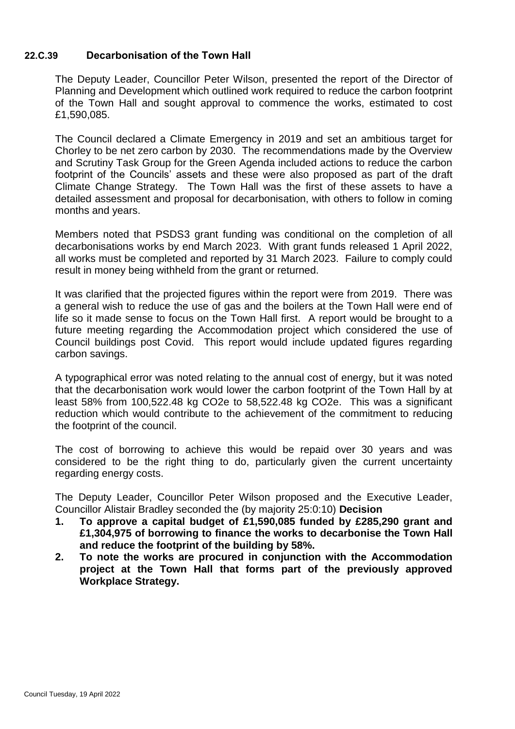## 22.C.39 Decarbonisation of the Town Hall

The Deputy Leader, Councillor Peter Wilson, presented the report of the Director of Planning and Development which outlined work required to reduce the carbon footprint of the Town Hall and sought approval to commence the works, estimated to cost £1,590,085.

The Council declared a Climate Emergency in 2019 and set an ambitious target for Chorley to be net zero carbon by 2030. The recommendations made by the Overview and Scrutiny Task Group for the Green Agenda included actions to reduce the carbon footprint of the Councils' assets and these were also proposed as part of the draft Climate Change Strategy. The Town Hall was the first of these assets to have a detailed assessment and proposal for decarbonisation, with others to follow in coming months and years.

Members noted that PSDS3 grant funding was conditional on the completion of all decarbonisations works by end March 2023. With grant funds released 1 April 2022, all works must be completed and reported by 31 March 2023. Failure to comply could result in money being withheld from the grant or returned.

It was clarified that the projected figures within the report were from 2019. There was a general wish to reduce the use of gas and the boilers at the Town Hall were end of life so it made sense to focus on the Town Hall first. A report would be brought to a future meeting regarding the Accommodation project which considered the use of Council buildings post Covid. This report would include updated figures regarding carbon savings.

A typographical error was noted relating to the annual cost of energy, but it was noted that the decarbonisation work would lower the carbon footprint of the Town Hall by at least 58% from 100,522.48 kg CO2e to 58,522.48 kg CO2e. This was a significant reduction which would contribute to the achievement of the commitment to reducing the footprint of the council.

The cost of borrowing to achieve this would be repaid over 30 years and was considered to be the right thing to do, particularly given the current uncertainty regarding energy costs.

The Deputy Leader, Councillor Peter Wilson proposed and the Executive Leader, Councillor Alistair Bradley seconded the (by majority 25:0:10) **Decision**

1. **To approve a capital budget of £1,590,085 funded by £285,290 grant and £1,304,975 of borrowing to finance the works to decarbonise the Town Hall and reduce the footprint of the building by 58%.**
2. **To note the works are procured in conjunction with the Accommodation project at the Town Hall that forms part of the previously approved Workplace Strategy.**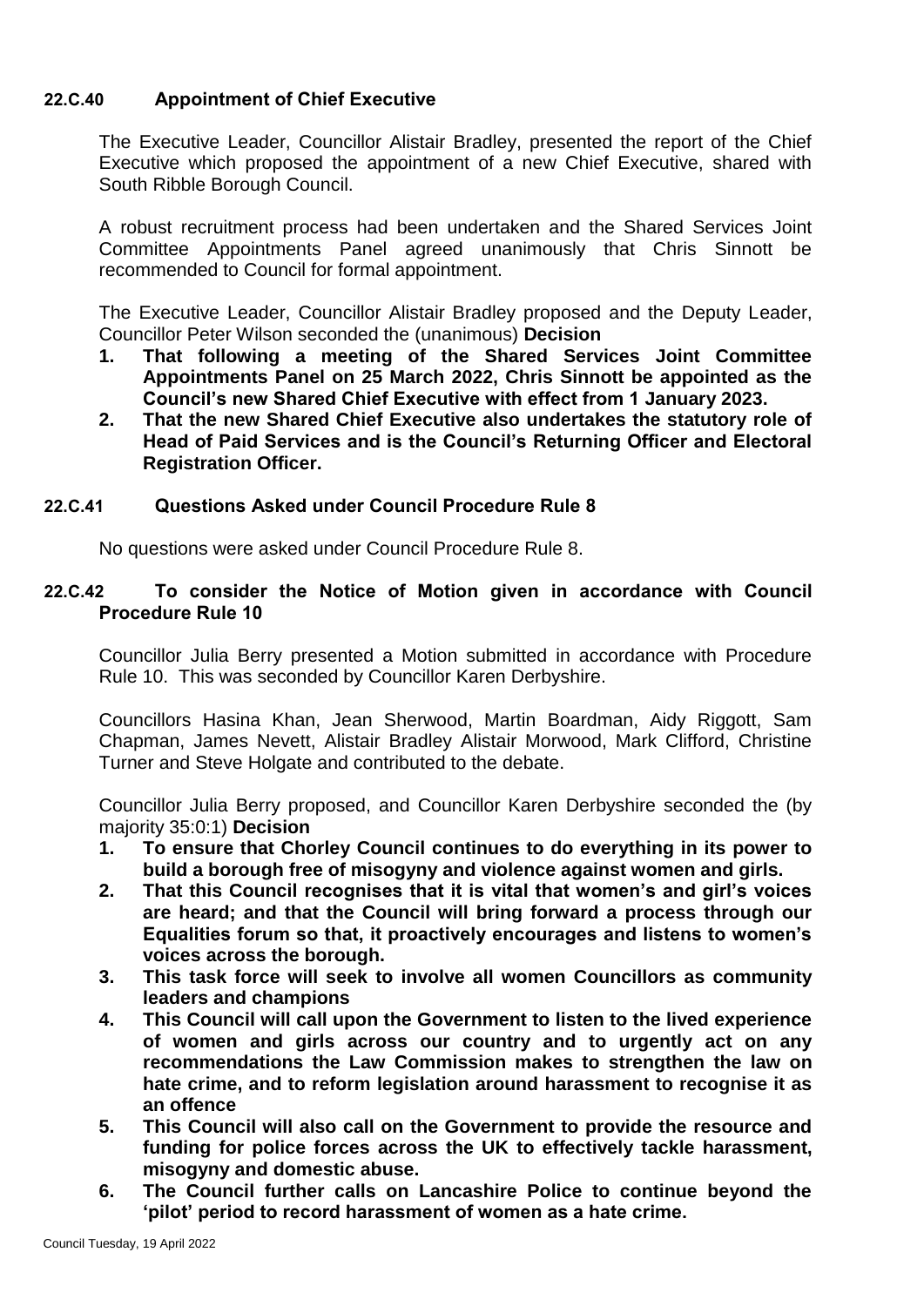### 22.C.40 Appointment of Chief Executive

The Executive Leader, Councillor Alistair Bradley, presented the report of the Chief Executive which proposed the appointment of a new Chief Executive, shared with South Ribble Borough Council.

A robust recruitment process had been undertaken and the Shared Services Joint Committee Appointments Panel agreed unanimously that Chris Sinnott be recommended to Council for formal appointment.

The Executive Leader, Councillor Alistair Bradley proposed and the Deputy Leader, Councillor Peter Wilson seconded the (unanimous) **Decision**

1. **That following a meeting of the Shared Services Joint Committee Appointments Panel on 25 March 2022, Chris Sinnott be appointed as the Council's new Shared Chief Executive with effect from 1 January 2023.**
2. **That the new Shared Chief Executive also undertakes the statutory role of Head of Paid Services and is the Council's Returning Officer and Electoral Registration Officer.**

### 22.C.41 Questions Asked under Council Procedure Rule 8

No questions were asked under Council Procedure Rule 8.

### 22.C.42 To consider the Notice of Motion given in accordance with Council Procedure Rule 10

Councillor Julia Berry presented a Motion submitted in accordance with Procedure Rule 10. This was seconded by Councillor Karen Derbyshire.

Councillors Hasina Khan, Jean Sherwood, Martin Boardman, Aidy Riggott, Sam Chapman, James Nevett, Alistair Bradley Alistair Morwood, Mark Clifford, Christine Turner and Steve Holgate and contributed to the debate.

Councillor Julia Berry proposed, and Councillor Karen Derbyshire seconded the (by majority 35:0:1) **Decision**

1. **To ensure that Chorley Council continues to do everything in its power to build a borough free of misogyny and violence against women and girls.**
2. **That this Council recognises that it is vital that women's and girl's voices are heard; and that the Council will bring forward a process through our Equalities forum so that, it proactively encourages and listens to women's voices across the borough.**
3. **This task force will seek to involve all women Councillors as community leaders and champions**
4. **This Council will call upon the Government to listen to the lived experience of women and girls across our country and to urgently act on any recommendations the Law Commission makes to strengthen the law on hate crime, and to reform legislation around harassment to recognise it as an offence**
5. **This Council will also call on the Government to provide the resource and funding for police forces across the UK to effectively tackle harassment, misogyny and domestic abuse.**
6. **The Council further calls on Lancashire Police to continue beyond the 'pilot' period to record harassment of women as a hate crime.**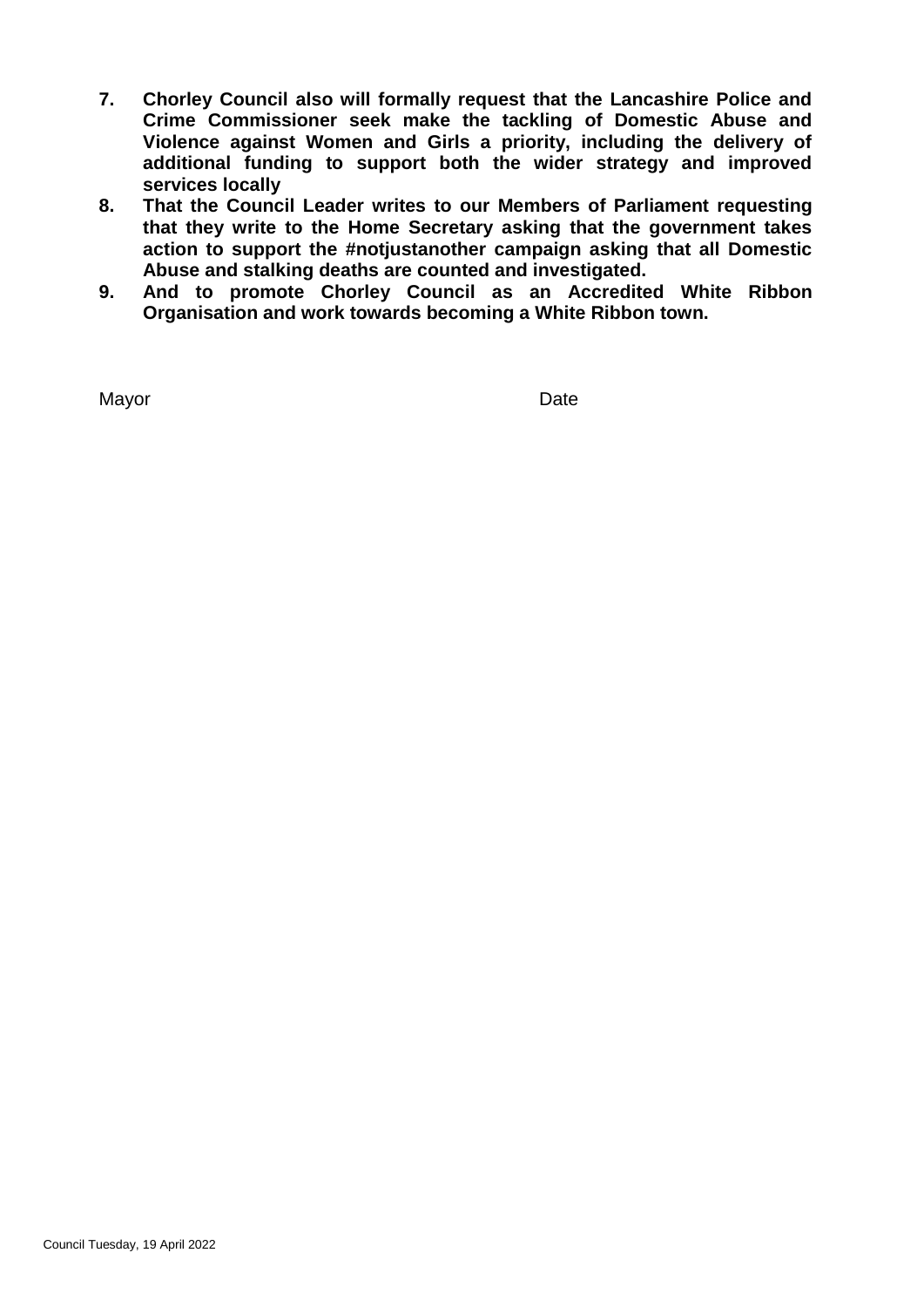7. **Chorley Council also will formally request that the Lancashire Police and Crime Commissioner seek make the tackling of Domestic Abuse and Violence against Women and Girls a priority, including the delivery of additional funding to support both the wider strategy and improved services locally**
8. **That the Council Leader writes to our Members of Parliament requesting that they write to the Home Secretary asking that the government takes action to support the #notjustanother campaign asking that all Domestic Abuse and stalking deaths are counted and investigated.**
9. **And to promote Chorley Council as an Accredited White Ribbon Organisation and work towards becoming a White Ribbon town.**

Mayor Date